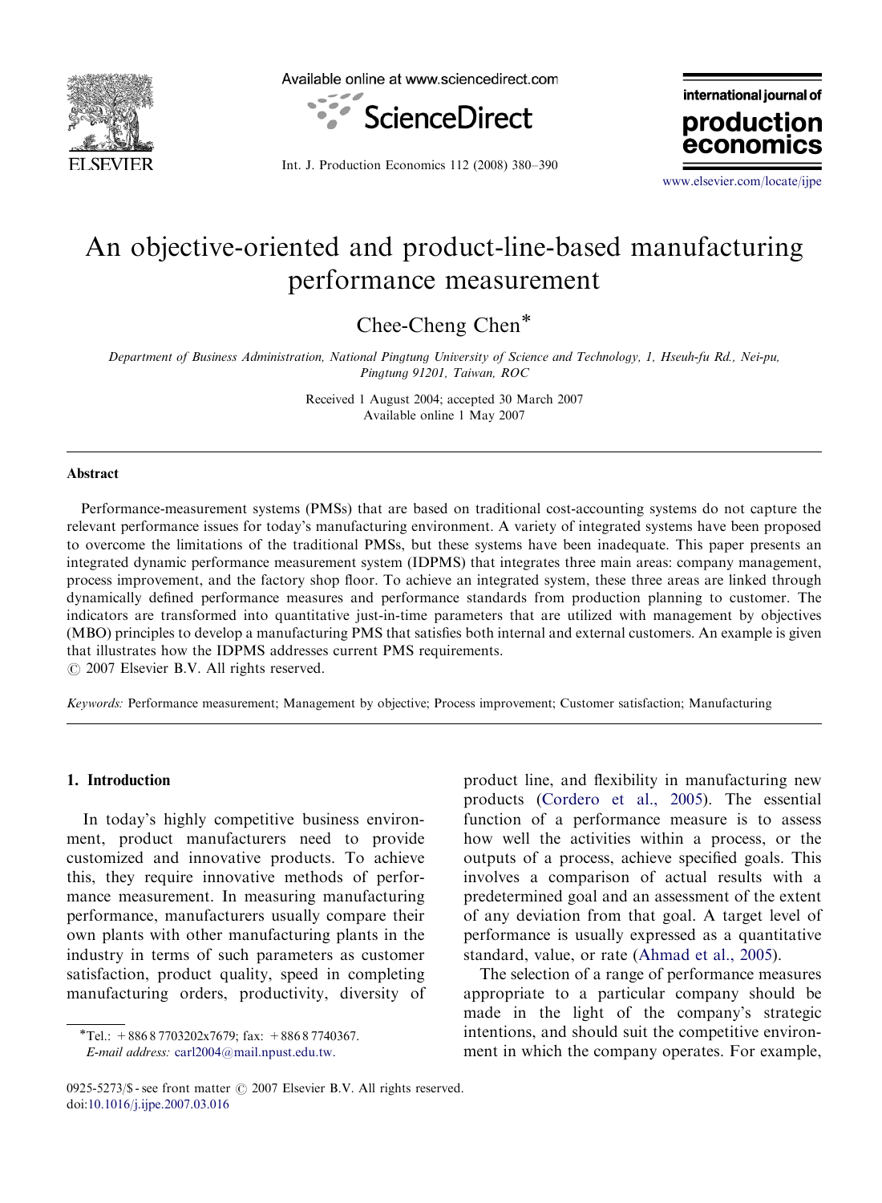# An objective-oriented and product-line-based manufacturing performance measurement

Chee-Cheng Chen*

*Department of Business Administration, National Pingtung University of Science and Technology, 1, Hseuh-fu Rd., Nei-pu, Pingtung 91201, Taiwan, ROC*

Received 1 August 2004; accepted 30 March 2007
Available online 1 May 2007

## Abstract

Performance-measurement systems (PMSs) that are based on traditional cost-accounting systems do not capture the relevant performance issues for today's manufacturing environment. A variety of integrated systems have been proposed to overcome the limitations of the traditional PMSs, but these systems have been inadequate. This paper presents an integrated dynamic performance measurement system (IDPMS) that integrates three main areas: company management, process improvement, and the factory shop floor. To achieve an integrated system, these three areas are linked through dynamically defined performance measures and performance standards from production planning to customer. The indicators are transformed into quantitative just-in-time parameters that are utilized with management by objectives (MBO) principles to develop a manufacturing PMS that satisfies both internal and external customers. An example is given that illustrates how the IDPMS addresses current PMS requirements.
© 2007 Elsevier B.V. All rights reserved.

*Keywords:* Performance measurement; Management by objective; Process improvement; Customer satisfaction; Manufacturing

## 1. Introduction

In today's highly competitive business environment, product manufacturers need to provide customized and innovative products. To achieve this, they require innovative methods of performance measurement. In measuring manufacturing performance, manufacturers usually compare their own plants with other manufacturing plants in the industry in terms of such parameters as customer satisfaction, product quality, speed in completing manufacturing orders, productivity, diversity of product line, and flexibility in manufacturing new products (Cordero et al., 2005). The essential function of a performance measure is to assess how well the activities within a process, or the outputs of a process, achieve specified goals. This involves a comparison of actual results with a predetermined goal and an assessment of the extent of any deviation from that goal. A target level of performance is usually expressed as a quantitative standard, value, or rate (Ahmad et al., 2005).

The selection of a range of performance measures appropriate to a particular company should be made in the light of the company's strategic intentions, and should suit the competitive environment in which the company operates. For example,

*Tel.: +886 8 7703202x7679; fax: +886 8 7740367.
*E-mail address:* carl2004@mail.npust.edu.tw.

0925-5273/$ - see front matter © 2007 Elsevier B.V. All rights reserved.
doi:10.1016/j.ijpe.2007.03.016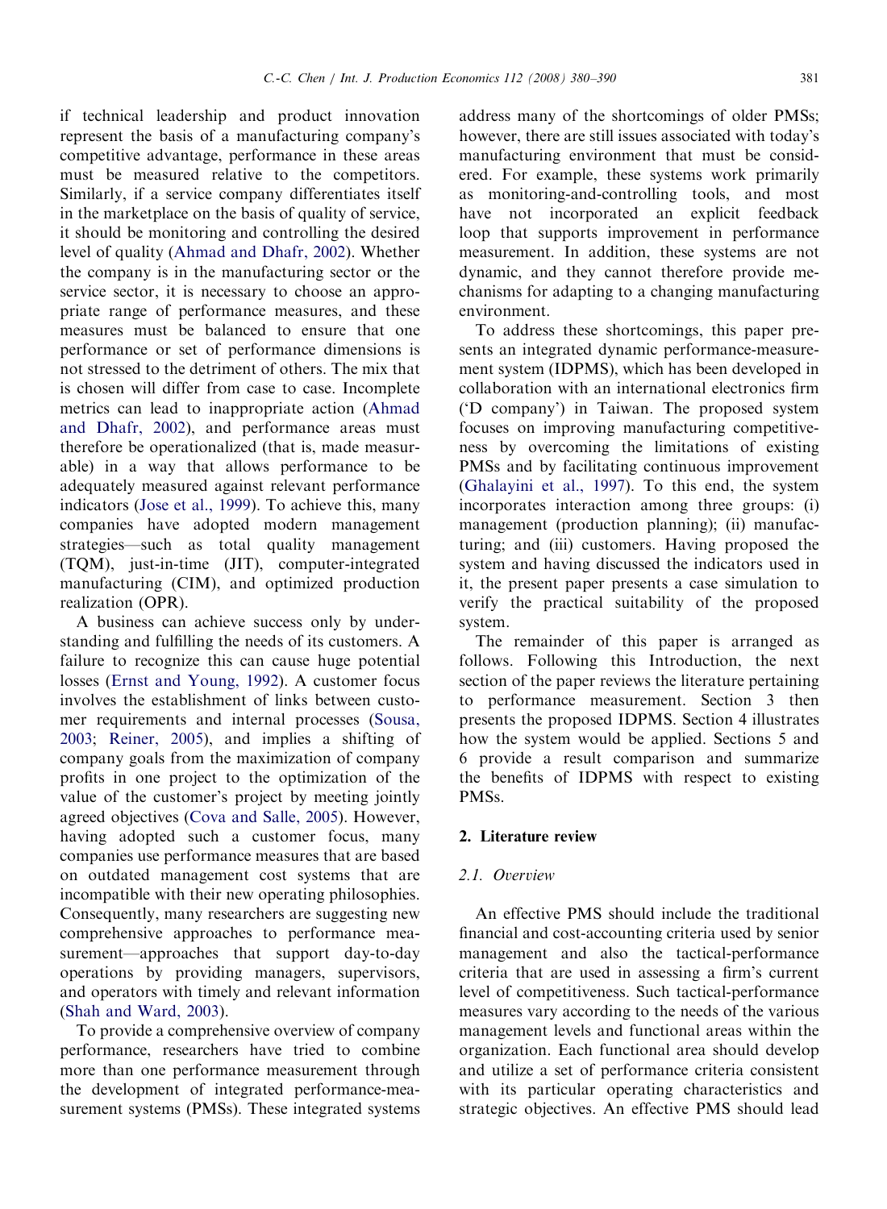if technical leadership and product innovation represent the basis of a manufacturing company's competitive advantage, performance in these areas must be measured relative to the competitors. Similarly, if a service company differentiates itself in the marketplace on the basis of quality of service, it should be monitoring and controlling the desired level of quality (Ahmad and Dhafr, 2002). Whether the company is in the manufacturing sector or the service sector, it is necessary to choose an appropriate range of performance measures, and these measures must be balanced to ensure that one performance or set of performance dimensions is not stressed to the detriment of others. The mix that is chosen will differ from case to case. Incomplete metrics can lead to inappropriate action (Ahmad and Dhafr, 2002), and performance areas must therefore be operationalized (that is, made measurable) in a way that allows performance to be adequately measured against relevant performance indicators (Jose et al., 1999). To achieve this, many companies have adopted modern management strategies—such as total quality management (TQM), just-in-time (JIT), computer-integrated manufacturing (CIM), and optimized production realization (OPR).

A business can achieve success only by understanding and fulfilling the needs of its customers. A failure to recognize this can cause huge potential losses (Ernst and Young, 1992). A customer focus involves the establishment of links between customer requirements and internal processes (Sousa, 2003; Reiner, 2005), and implies a shifting of company goals from the maximization of company profits in one project to the optimization of the value of the customer's project by meeting jointly agreed objectives (Cova and Salle, 2005). However, having adopted such a customer focus, many companies use performance measures that are based on outdated management cost systems that are incompatible with their new operating philosophies. Consequently, many researchers are suggesting new comprehensive approaches to performance measurement—approaches that support day-to-day operations by providing managers, supervisors, and operators with timely and relevant information (Shah and Ward, 2003).

To provide a comprehensive overview of company performance, researchers have tried to combine more than one performance measurement through the development of integrated performance-measurement systems (PMSs). These integrated systems address many of the shortcomings of older PMSs; however, there are still issues associated with today's manufacturing environment that must be considered. For example, these systems work primarily as monitoring-and-controlling tools, and most have not incorporated an explicit feedback loop that supports improvement in performance measurement. In addition, these systems are not dynamic, and they cannot therefore provide mechanisms for adapting to a changing manufacturing environment.

To address these shortcomings, this paper presents an integrated dynamic performance-measurement system (IDPMS), which has been developed in collaboration with an international electronics firm ('D company') in Taiwan. The proposed system focuses on improving manufacturing competitiveness by overcoming the limitations of existing PMSs and by facilitating continuous improvement (Ghalayini et al., 1997). To this end, the system incorporates interaction among three groups: (i) management (production planning); (ii) manufacturing; and (iii) customers. Having proposed the system and having discussed the indicators used in it, the present paper presents a case simulation to verify the practical suitability of the proposed system.

The remainder of this paper is arranged as follows. Following this Introduction, the next section of the paper reviews the literature pertaining to performance measurement. Section 3 then presents the proposed IDPMS. Section 4 illustrates how the system would be applied. Sections 5 and 6 provide a result comparison and summarize the benefits of IDPMS with respect to existing PMSs.

## 2. Literature review

### 2.1. Overview

An effective PMS should include the traditional financial and cost-accounting criteria used by senior management and also the tactical-performance criteria that are used in assessing a firm's current level of competitiveness. Such tactical-performance measures vary according to the needs of the various management levels and functional areas within the organization. Each functional area should develop and utilize a set of performance criteria consistent with its particular operating characteristics and strategic objectives. An effective PMS should lead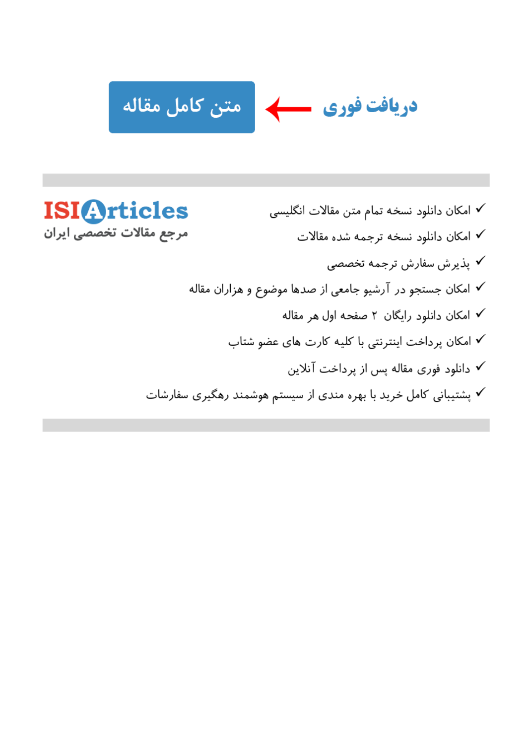دریافت فوری ← متن کامل مقاله

**ISIArticles**
مرجع مقالات تخصصی ایران

- ✓ امکان دانلود نسخه تمام متن مقالات انگلیسی
- ✓ امکان دانلود نسخه ترجمه شده مقالات
- ✓ پذیرش سفارش ترجمه تخصصی
- ✓ امکان جستجو در آرشیو جامعی از صدها موضوع و هزاران مقاله
- ✓ امکان دانلود رایگان ۲ صفحه اول هر مقاله
- ✓ امکان پرداخت اینترنتی با کلیه کارت های عضو شتاب
- ✓ دانلود فوری مقاله پس از پرداخت آنلاین
- ✓ پشتیبانی کامل خرید با بهره مندی از سیستم هوشمند رهگیری سفارشات